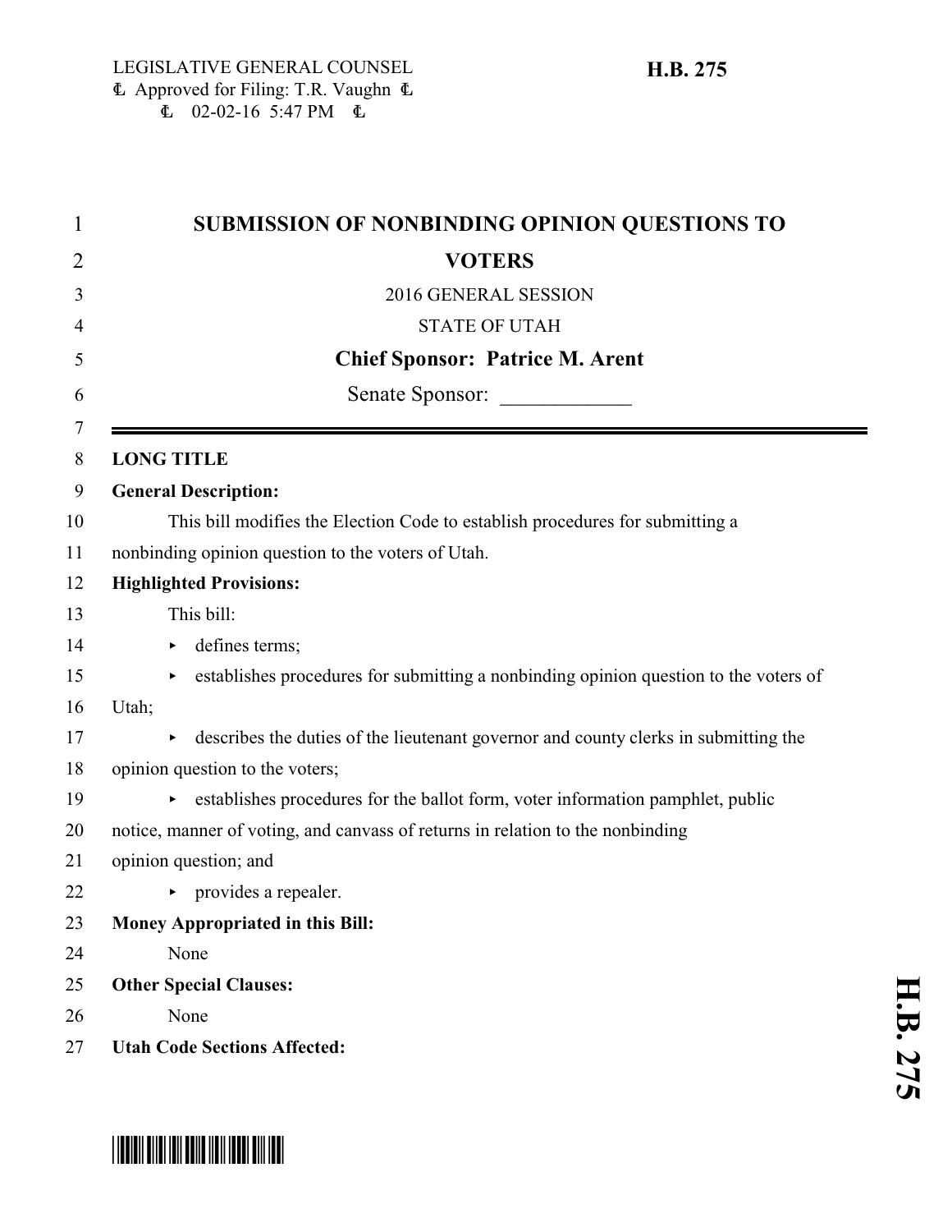LEGISLATIVE GENERAL COUNSEL
Approved for Filing: T.R. Vaughn
02-02-16 5:47 PM

**H.B. 275**

# SUBMISSION OF NONBINDING OPINION QUESTIONS TO VOTERS

2016 GENERAL SESSION

STATE OF UTAH

**Chief Sponsor: Patrice M. Arent**

Senate Sponsor: ____________

**LONG TITLE**

**General Description:**

This bill modifies the Election Code to establish procedures for submitting a nonbinding opinion question to the voters of Utah.

**Highlighted Provisions:**

This bill:

- defines terms;
- establishes procedures for submitting a nonbinding opinion question to the voters of Utah;
- describes the duties of the lieutenant governor and county clerks in submitting the opinion question to the voters;
- establishes procedures for the ballot form, voter information pamphlet, public notice, manner of voting, and canvass of returns in relation to the nonbinding opinion question; and
- provides a repealer.

**Money Appropriated in this Bill:**

None

**Other Special Clauses:**

None

**Utah Code Sections Affected:**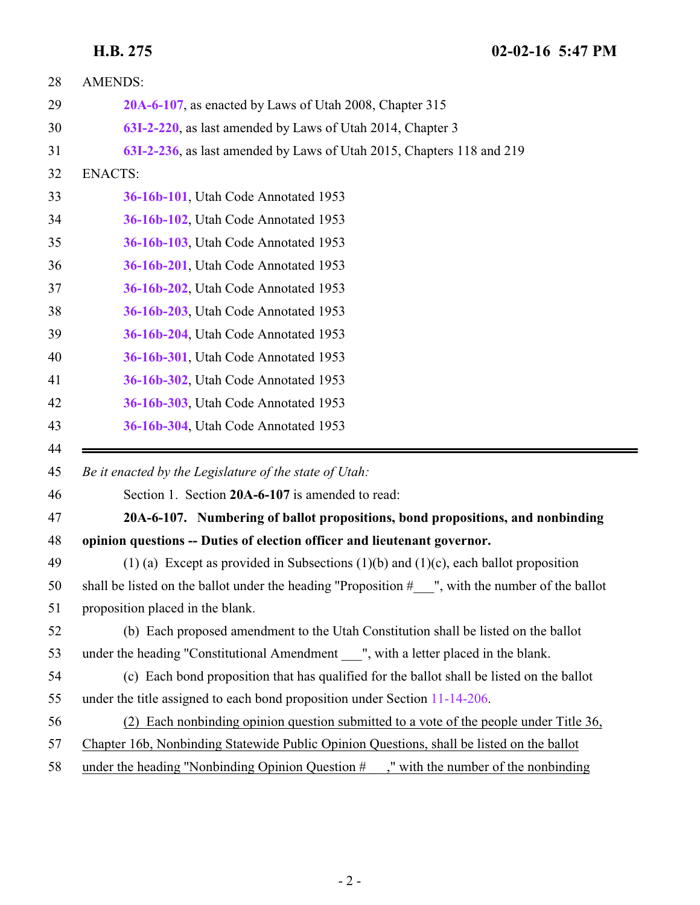AMENDS:

**20A-6-107**, as enacted by Laws of Utah 2008, Chapter 315

**63I-2-220**, as last amended by Laws of Utah 2014, Chapter 3

**63I-2-236**, as last amended by Laws of Utah 2015, Chapters 118 and 219

ENACTS:

**36-16b-101**, Utah Code Annotated 1953

**36-16b-102**, Utah Code Annotated 1953

**36-16b-103**, Utah Code Annotated 1953

**36-16b-201**, Utah Code Annotated 1953

**36-16b-202**, Utah Code Annotated 1953

**36-16b-203**, Utah Code Annotated 1953

**36-16b-204**, Utah Code Annotated 1953

**36-16b-301**, Utah Code Annotated 1953

**36-16b-302**, Utah Code Annotated 1953

**36-16b-303**, Utah Code Annotated 1953

**36-16b-304**, Utah Code Annotated 1953

---

*Be it enacted by the Legislature of the state of Utah:*

Section 1. Section **20A-6-107** is amended to read:

**20A-6-107. Numbering of ballot propositions, bond propositions, and nonbinding opinion questions -- Duties of election officer and lieutenant governor.**

(1) (a) Except as provided in Subsections (1)(b) and (1)(c), each ballot proposition shall be listed on the ballot under the heading "Proposition #___", with the number of the ballot proposition placed in the blank.

(b) Each proposed amendment to the Utah Constitution shall be listed on the ballot under the heading "Constitutional Amendment ___", with a letter placed in the blank.

(c) Each bond proposition that has qualified for the ballot shall be listed on the ballot under the title assigned to each bond proposition under Section 11-14-206.

<u>(2) Each nonbinding opinion question submitted to a vote of the people under Title 36, Chapter 16b, Nonbinding Statewide Public Opinion Questions, shall be listed on the ballot under the heading "Nonbinding Opinion Question # ___," with the number of the nonbinding</u>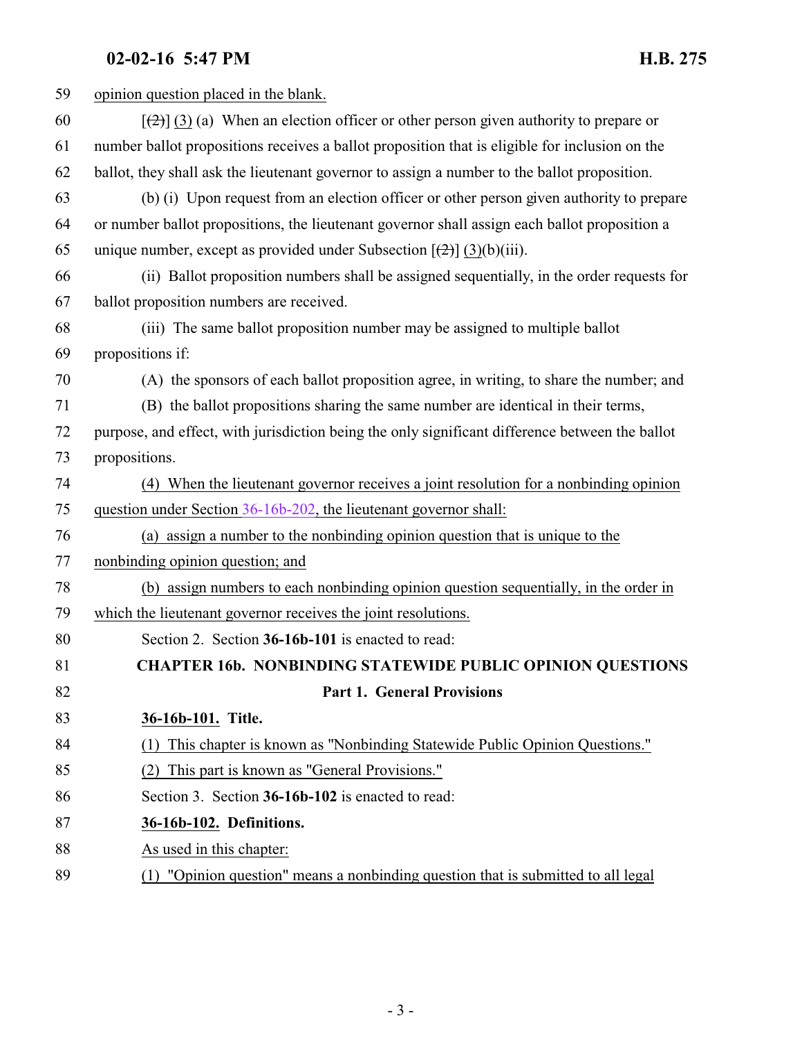opinion question placed in the blank.

[(2)] (3) (a) When an election officer or other person given authority to prepare or number ballot propositions receives a ballot proposition that is eligible for inclusion on the ballot, they shall ask the lieutenant governor to assign a number to the ballot proposition.

(b) (i) Upon request from an election officer or other person given authority to prepare or number ballot propositions, the lieutenant governor shall assign each ballot proposition a unique number, except as provided under Subsection [(2)] (3)(b)(iii).

(ii) Ballot proposition numbers shall be assigned sequentially, in the order requests for ballot proposition numbers are received.

(iii) The same ballot proposition number may be assigned to multiple ballot propositions if:

(A) the sponsors of each ballot proposition agree, in writing, to share the number; and

(B) the ballot propositions sharing the same number are identical in their terms, purpose, and effect, with jurisdiction being the only significant difference between the ballot propositions.

(4) When the lieutenant governor receives a joint resolution for a nonbinding opinion question under Section 36-16b-202, the lieutenant governor shall:

(a) assign a number to the nonbinding opinion question that is unique to the nonbinding opinion question; and

(b) assign numbers to each nonbinding opinion question sequentially, in the order in which the lieutenant governor receives the joint resolutions.

Section 2. Section **36-16b-101** is enacted to read:

## CHAPTER 16b. NONBINDING STATEWIDE PUBLIC OPINION QUESTIONS

### Part 1. General Provisions

**36-16b-101. Title.**

(1) This chapter is known as "Nonbinding Statewide Public Opinion Questions."

(2) This part is known as "General Provisions."

Section 3. Section **36-16b-102** is enacted to read:

**36-16b-102. Definitions.**

As used in this chapter:

(1) "Opinion question" means a nonbinding question that is submitted to all legal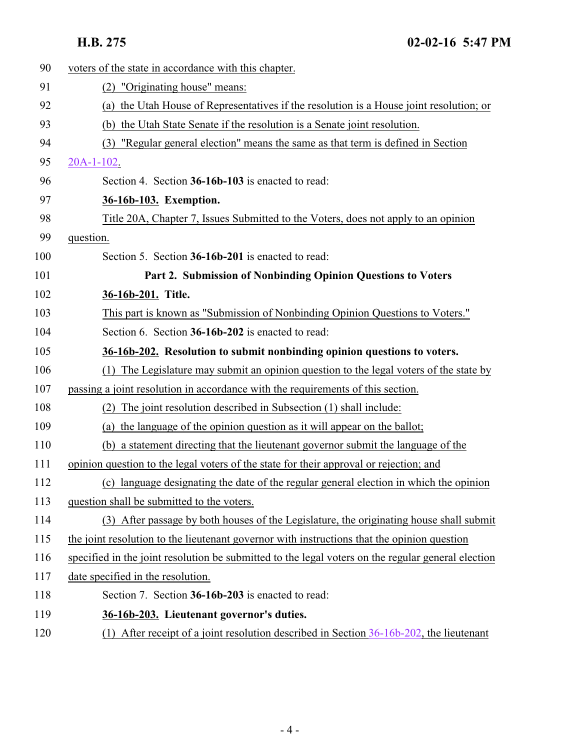voters of the state in accordance with this chapter.

(2) "Originating house" means:

(a) the Utah House of Representatives if the resolution is a House joint resolution; or

(b) the Utah State Senate if the resolution is a Senate joint resolution.

(3) "Regular general election" means the same as that term is defined in Section 20A-1-102.

Section 4. Section **36-16b-103** is enacted to read:

**36-16b-103. Exemption.**

Title 20A, Chapter 7, Issues Submitted to the Voters, does not apply to an opinion question.

Section 5. Section **36-16b-201** is enacted to read:

**Part 2. Submission of Nonbinding Opinion Questions to Voters**

**36-16b-201. Title.**

This part is known as "Submission of Nonbinding Opinion Questions to Voters."

Section 6. Section **36-16b-202** is enacted to read:

**36-16b-202. Resolution to submit nonbinding opinion questions to voters.**

(1) The Legislature may submit an opinion question to the legal voters of the state by passing a joint resolution in accordance with the requirements of this section.

(2) The joint resolution described in Subsection (1) shall include:

(a) the language of the opinion question as it will appear on the ballot;

(b) a statement directing that the lieutenant governor submit the language of the opinion question to the legal voters of the state for their approval or rejection; and

(c) language designating the date of the regular general election in which the opinion question shall be submitted to the voters.

(3) After passage by both houses of the Legislature, the originating house shall submit the joint resolution to the lieutenant governor with instructions that the opinion question specified in the joint resolution be submitted to the legal voters on the regular general election date specified in the resolution.

Section 7. Section **36-16b-203** is enacted to read:

**36-16b-203. Lieutenant governor's duties.**

(1) After receipt of a joint resolution described in Section 36-16b-202, the lieutenant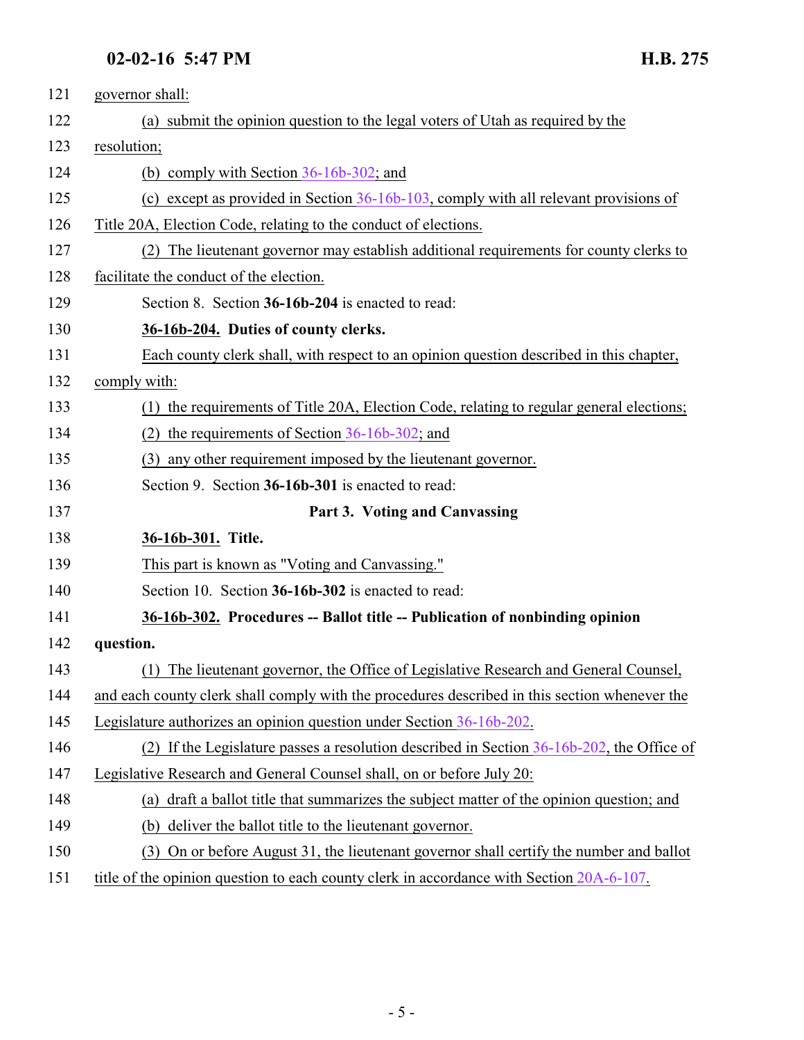governor shall:

(a) submit the opinion question to the legal voters of Utah as required by the resolution;

(b) comply with Section 36-16b-302; and

(c) except as provided in Section 36-16b-103, comply with all relevant provisions of Title 20A, Election Code, relating to the conduct of elections.

(2) The lieutenant governor may establish additional requirements for county clerks to facilitate the conduct of the election.

Section 8. Section **36-16b-204** is enacted to read:

**36-16b-204. Duties of county clerks.**

Each county clerk shall, with respect to an opinion question described in this chapter, comply with:

(1) the requirements of Title 20A, Election Code, relating to regular general elections;

(2) the requirements of Section 36-16b-302; and

(3) any other requirement imposed by the lieutenant governor.

Section 9. Section **36-16b-301** is enacted to read:

**Part 3. Voting and Canvassing**

**36-16b-301. Title.**

This part is known as "Voting and Canvassing."

Section 10. Section **36-16b-302** is enacted to read:

**36-16b-302. Procedures -- Ballot title -- Publication of nonbinding opinion question.**

(1) The lieutenant governor, the Office of Legislative Research and General Counsel, and each county clerk shall comply with the procedures described in this section whenever the Legislature authorizes an opinion question under Section 36-16b-202.

(2) If the Legislature passes a resolution described in Section 36-16b-202, the Office of Legislative Research and General Counsel shall, on or before July 20:

(a) draft a ballot title that summarizes the subject matter of the opinion question; and

(b) deliver the ballot title to the lieutenant governor.

(3) On or before August 31, the lieutenant governor shall certify the number and ballot title of the opinion question to each county clerk in accordance with Section 20A-6-107.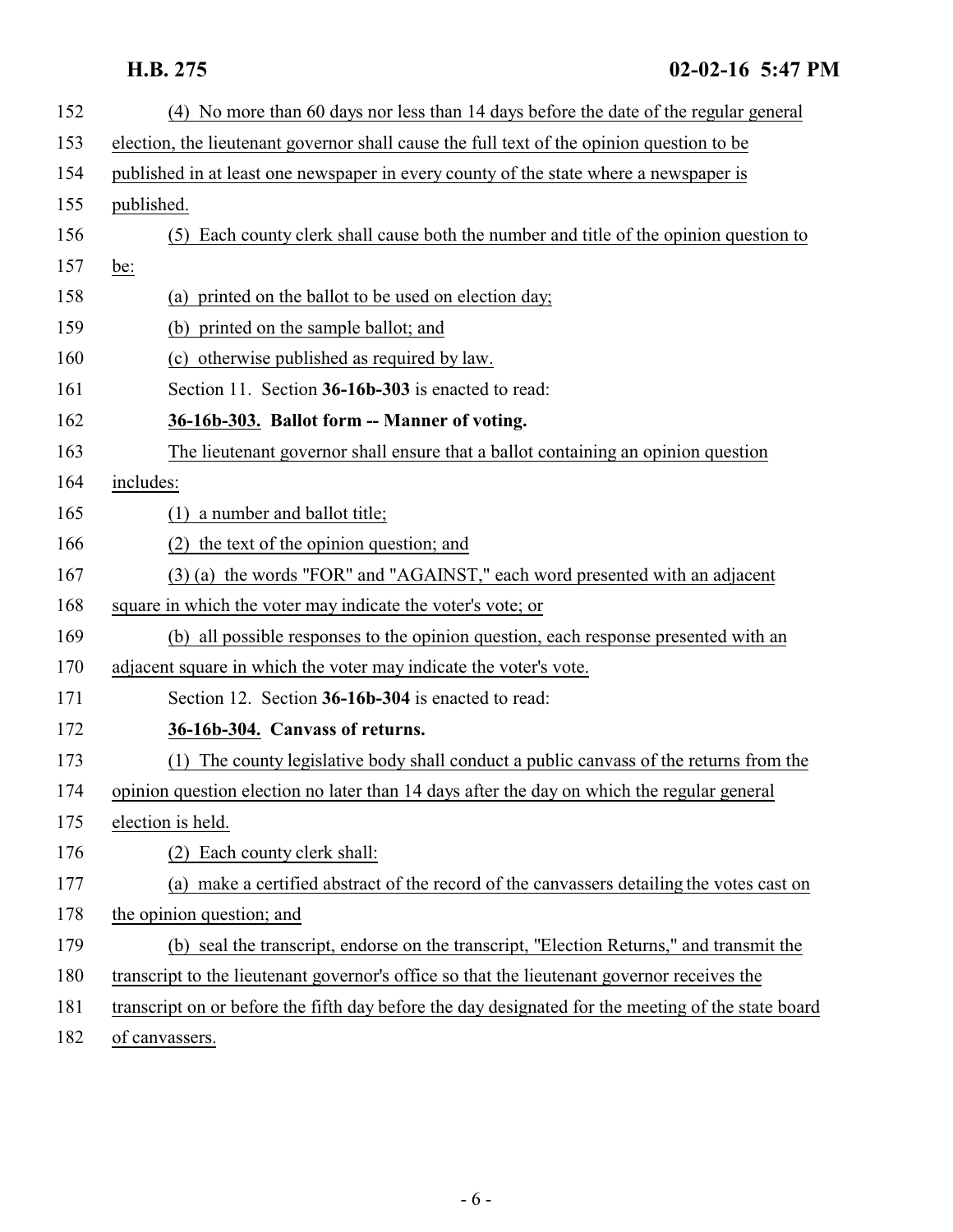(4) No more than 60 days nor less than 14 days before the date of the regular general election, the lieutenant governor shall cause the full text of the opinion question to be published in at least one newspaper in every county of the state where a newspaper is published.

(5) Each county clerk shall cause both the number and title of the opinion question to be:

(a) printed on the ballot to be used on election day;

(b) printed on the sample ballot; and

(c) otherwise published as required by law.

Section 11. Section **36-16b-303** is enacted to read:

**36-16b-303. Ballot form -- Manner of voting.**

The lieutenant governor shall ensure that a ballot containing an opinion question includes:

(1) a number and ballot title;

(2) the text of the opinion question; and

(3) (a) the words "FOR" and "AGAINST," each word presented with an adjacent square in which the voter may indicate the voter's vote; or

(b) all possible responses to the opinion question, each response presented with an adjacent square in which the voter may indicate the voter's vote.

Section 12. Section **36-16b-304** is enacted to read:

**36-16b-304. Canvass of returns.**

(1) The county legislative body shall conduct a public canvass of the returns from the opinion question election no later than 14 days after the day on which the regular general election is held.

(2) Each county clerk shall:

(a) make a certified abstract of the record of the canvassers detailing the votes cast on the opinion question; and

(b) seal the transcript, endorse on the transcript, "Election Returns," and transmit the transcript to the lieutenant governor's office so that the lieutenant governor receives the transcript on or before the fifth day before the day designated for the meeting of the state board of canvassers.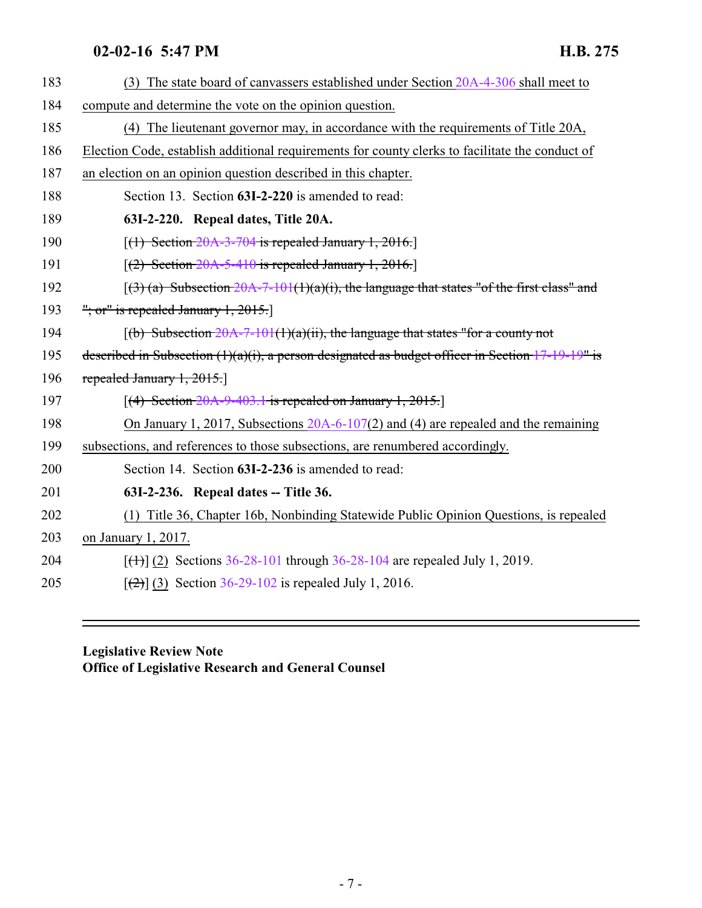183 (3) The state board of canvassers established under Section 20A-4-306 shall meet to
184 compute and determine the vote on the opinion question.
185 (4) The lieutenant governor may, in accordance with the requirements of Title 20A,
186 Election Code, establish additional requirements for county clerks to facilitate the conduct of
187 an election on an opinion question described in this chapter.
188 Section 13. Section **63I-2-220** is amended to read:
189 **63I-2-220. Repeal dates, Title 20A.**
190 [~~(1) Section 20A-3-704 is repealed January 1, 2016.~~]
191 [~~(2) Section 20A-5-410 is repealed January 1, 2016.~~]
192 [~~(3) (a) Subsection 20A-7-101(1)(a)(i), the language that states "of the first class" and~~
193 ~~"; or" is repealed January 1, 2015.~~]
194 [~~(b) Subsection 20A-7-101(1)(a)(ii), the language that states "for a county not~~
195 ~~described in Subsection (1)(a)(i), a person designated as budget officer in Section 17-19-19" is~~
196 ~~repealed January 1, 2015.~~]
197 [~~(4) Section 20A-9-403.1 is repealed on January 1, 2015.~~]
198 On January 1, 2017, Subsections 20A-6-107(2) and (4) are repealed and the remaining
199 subsections, and references to those subsections, are renumbered accordingly.
200 Section 14. Section **63I-2-236** is amended to read:
201 **63I-2-236. Repeal dates -- Title 36.**
202 (1) Title 36, Chapter 16b, Nonbinding Statewide Public Opinion Questions, is repealed
203 on January 1, 2017.
204 [~~(1)~~] (2) Sections 36-28-101 through 36-28-104 are repealed July 1, 2019.
205 [~~(2)~~] (3) Section 36-29-102 is repealed July 1, 2016.

---

**Legislative Review Note**
**Office of Legislative Research and General Counsel**